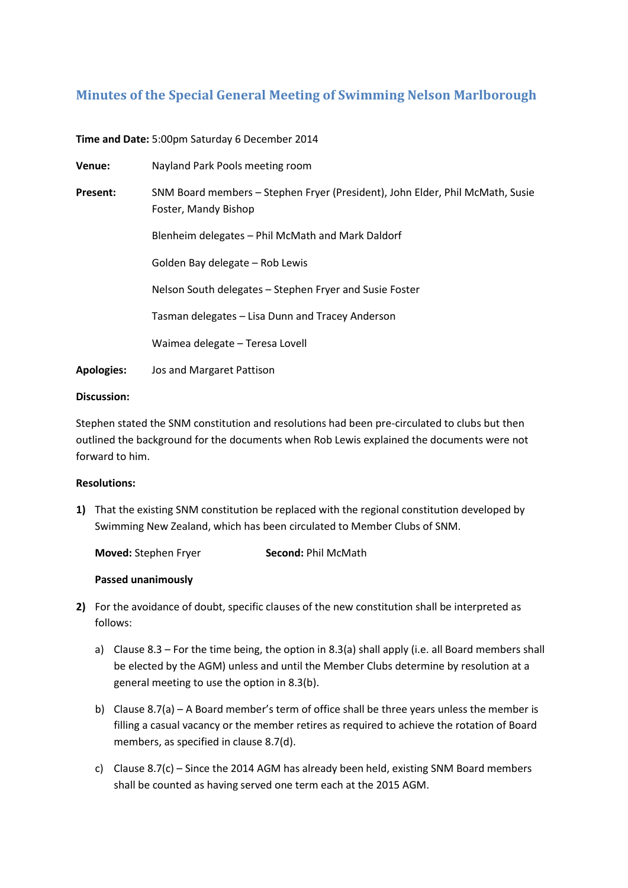# Minutes of the Special General Meeting of Swimming Nelson Marlborough

**Time and Date:** 5:00pm Saturday 6 December 2014

**Venue:** Nayland Park Pools meeting room

**Present:** SNM Board members – Stephen Fryer (President), John Elder, Phil McMath, Susie Foster, Mandy Bishop

Blenheim delegates – Phil McMath and Mark Daldorf

Golden Bay delegate – Rob Lewis

Nelson South delegates – Stephen Fryer and Susie Foster

Tasman delegates – Lisa Dunn and Tracey Anderson

Waimea delegate – Teresa Lovell

**Apologies:** Jos and Margaret Pattison

**Discussion:**

Stephen stated the SNM constitution and resolutions had been pre-circulated to clubs but then outlined the background for the documents when Rob Lewis explained the documents were not forward to him.

**Resolutions:**

**1)** That the existing SNM constitution be replaced with the regional constitution developed by Swimming New Zealand, which has been circulated to Member Clubs of SNM.

**Moved:** Stephen Fryer **Second:** Phil McMath

**Passed unanimously**

**2)** For the avoidance of doubt, specific clauses of the new constitution shall be interpreted as follows:

a) Clause 8.3 – For the time being, the option in 8.3(a) shall apply (i.e. all Board members shall be elected by the AGM) unless and until the Member Clubs determine by resolution at a general meeting to use the option in 8.3(b).

b) Clause 8.7(a) – A Board member's term of office shall be three years unless the member is filling a casual vacancy or the member retires as required to achieve the rotation of Board members, as specified in clause 8.7(d).

c) Clause 8.7(c) – Since the 2014 AGM has already been held, existing SNM Board members shall be counted as having served one term each at the 2015 AGM.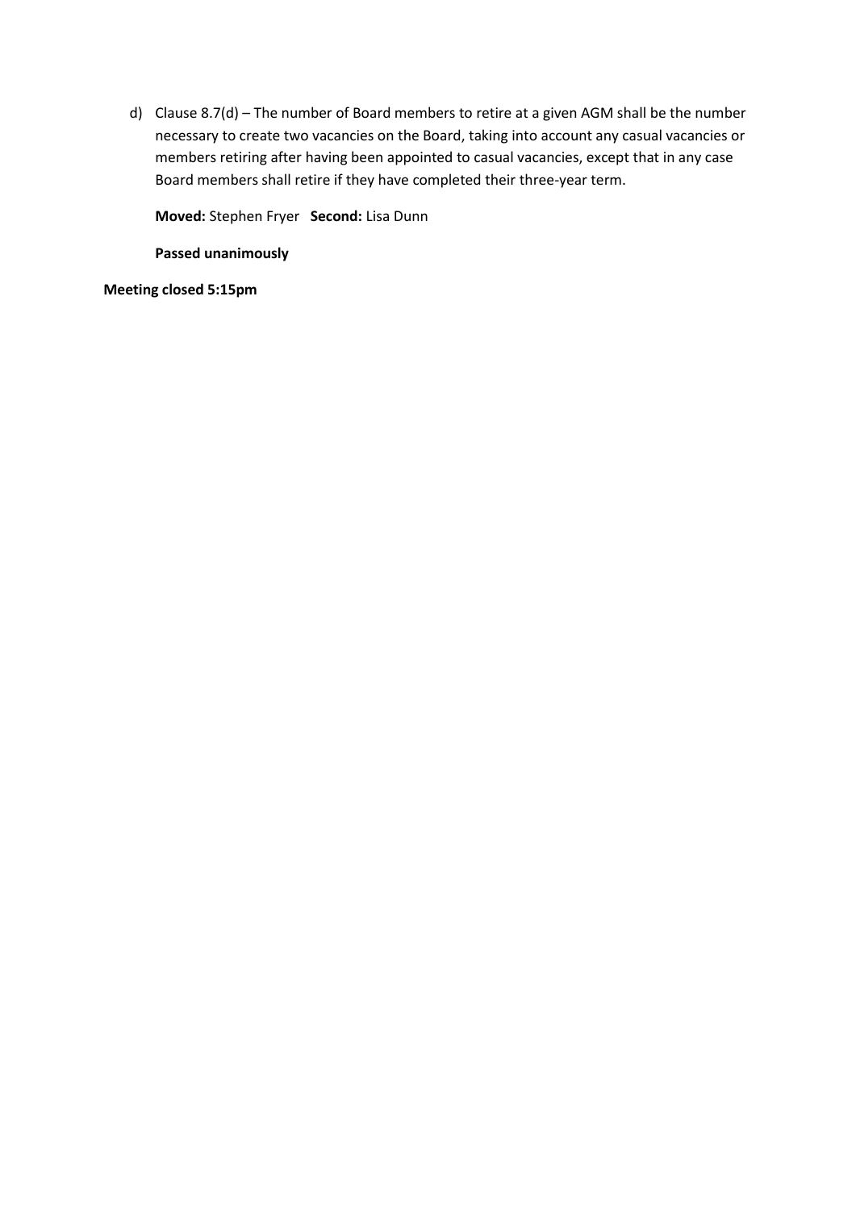d) Clause 8.7(d) – The number of Board members to retire at a given AGM shall be the number necessary to create two vacancies on the Board, taking into account any casual vacancies or members retiring after having been appointed to casual vacancies, except that in any case Board members shall retire if they have completed their three-year term.

   **Moved:** Stephen Fryer **Second:** Lisa Dunn

   **Passed unanimously**

**Meeting closed 5:15pm**